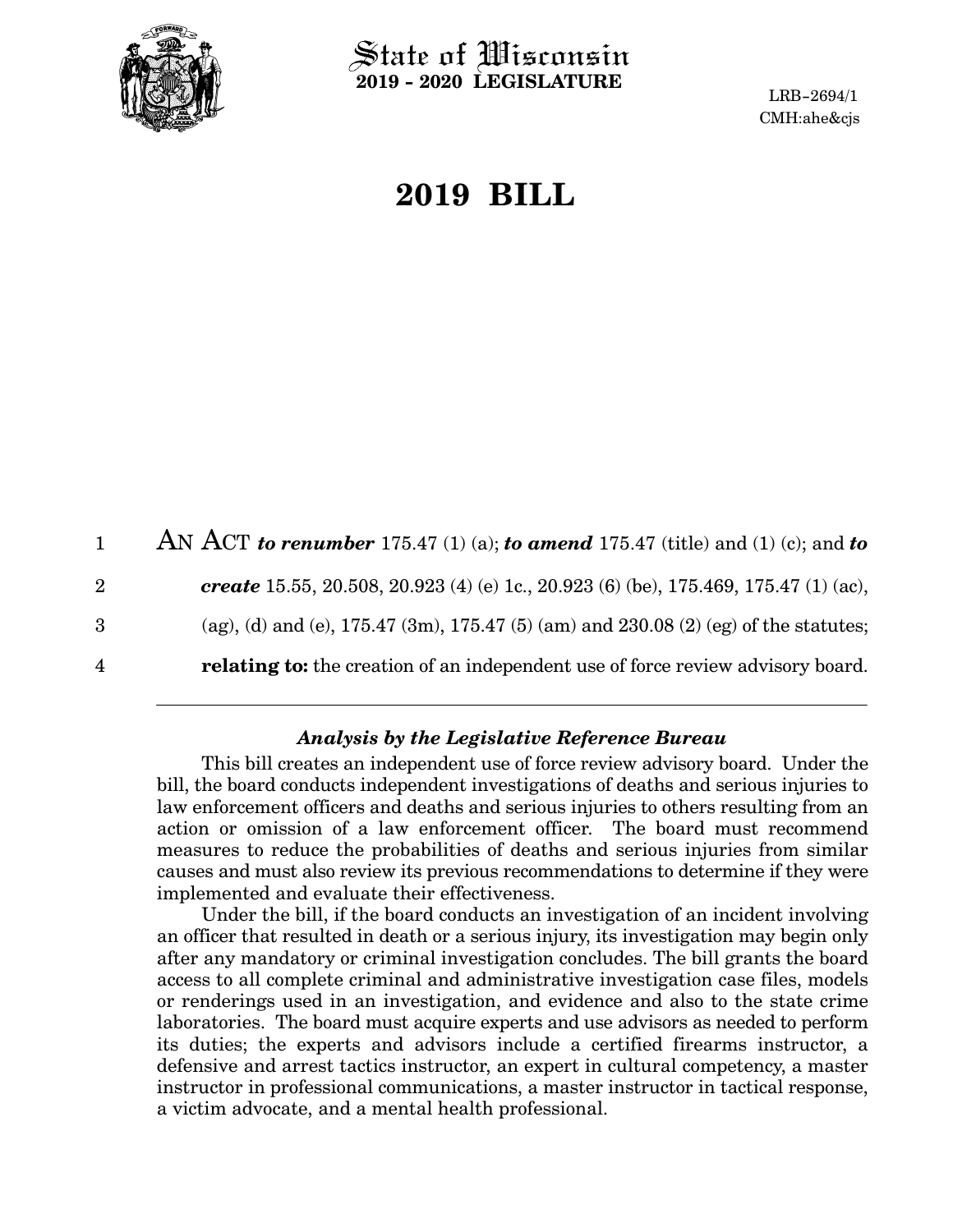# State of Wisconsin
**2019 - 2020 LEGISLATURE**

LRB-2694/1
CMH:ahe&cjs

# 2019 BILL

AN ACT ***to renumber*** 175.47 (1) (a); ***to amend*** 175.47 (title) and (1) (c); and ***to create*** 15.55, 20.508, 20.923 (4) (e) 1c., 20.923 (6) (be), 175.469, 175.47 (1) (ac), (ag), (d) and (e), 175.47 (3m), 175.47 (5) (am) and 230.08 (2) (eg) of the statutes; **relating to:** the creation of an independent use of force review advisory board.

### *Analysis by the Legislative Reference Bureau*

This bill creates an independent use of force review advisory board. Under the bill, the board conducts independent investigations of deaths and serious injuries to law enforcement officers and deaths and serious injuries to others resulting from an action or omission of a law enforcement officer. The board must recommend measures to reduce the probabilities of deaths and serious injuries from similar causes and must also review its previous recommendations to determine if they were implemented and evaluate their effectiveness.

Under the bill, if the board conducts an investigation of an incident involving an officer that resulted in death or a serious injury, its investigation may begin only after any mandatory or criminal investigation concludes. The bill grants the board access to all complete criminal and administrative investigation case files, models or renderings used in an investigation, and evidence and also to the state crime laboratories. The board must acquire experts and use advisors as needed to perform its duties; the experts and advisors include a certified firearms instructor, a defensive and arrest tactics instructor, an expert in cultural competency, a master instructor in professional communications, a master instructor in tactical response, a victim advocate, and a mental health professional.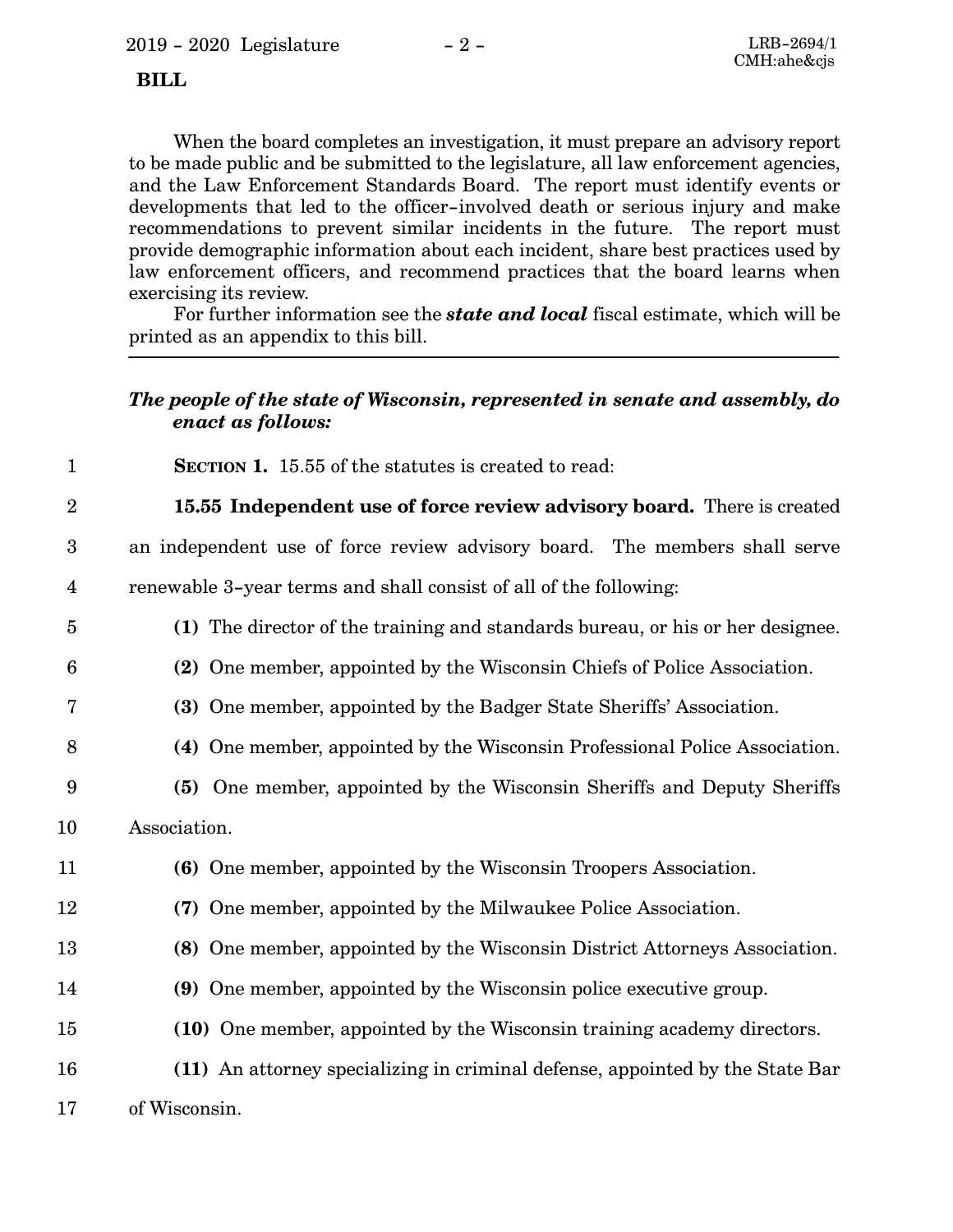When the board completes an investigation, it must prepare an advisory report to be made public and be submitted to the legislature, all law enforcement agencies, and the Law Enforcement Standards Board. The report must identify events or developments that led to the officer-involved death or serious injury and make recommendations to prevent similar incidents in the future. The report must provide demographic information about each incident, share best practices used by law enforcement officers, and recommend practices that the board learns when exercising its review.

For further information see the ***state and local*** fiscal estimate, which will be printed as an appendix to this bill.

---

***The people of the state of Wisconsin, represented in senate and assembly, do enact as follows:***

**SECTION 1.** 15.55 of the statutes is created to read:

**15.55 Independent use of force review advisory board.** There is created an independent use of force review advisory board. The members shall serve renewable 3-year terms and shall consist of all of the following:

**(1)** The director of the training and standards bureau, or his or her designee.

**(2)** One member, appointed by the Wisconsin Chiefs of Police Association.

**(3)** One member, appointed by the Badger State Sheriffs' Association.

**(4)** One member, appointed by the Wisconsin Professional Police Association.

**(5)** One member, appointed by the Wisconsin Sheriffs and Deputy Sheriffs Association.

**(6)** One member, appointed by the Wisconsin Troopers Association.

**(7)** One member, appointed by the Milwaukee Police Association.

**(8)** One member, appointed by the Wisconsin District Attorneys Association.

**(9)** One member, appointed by the Wisconsin police executive group.

**(10)** One member, appointed by the Wisconsin training academy directors.

**(11)** An attorney specializing in criminal defense, appointed by the State Bar of Wisconsin.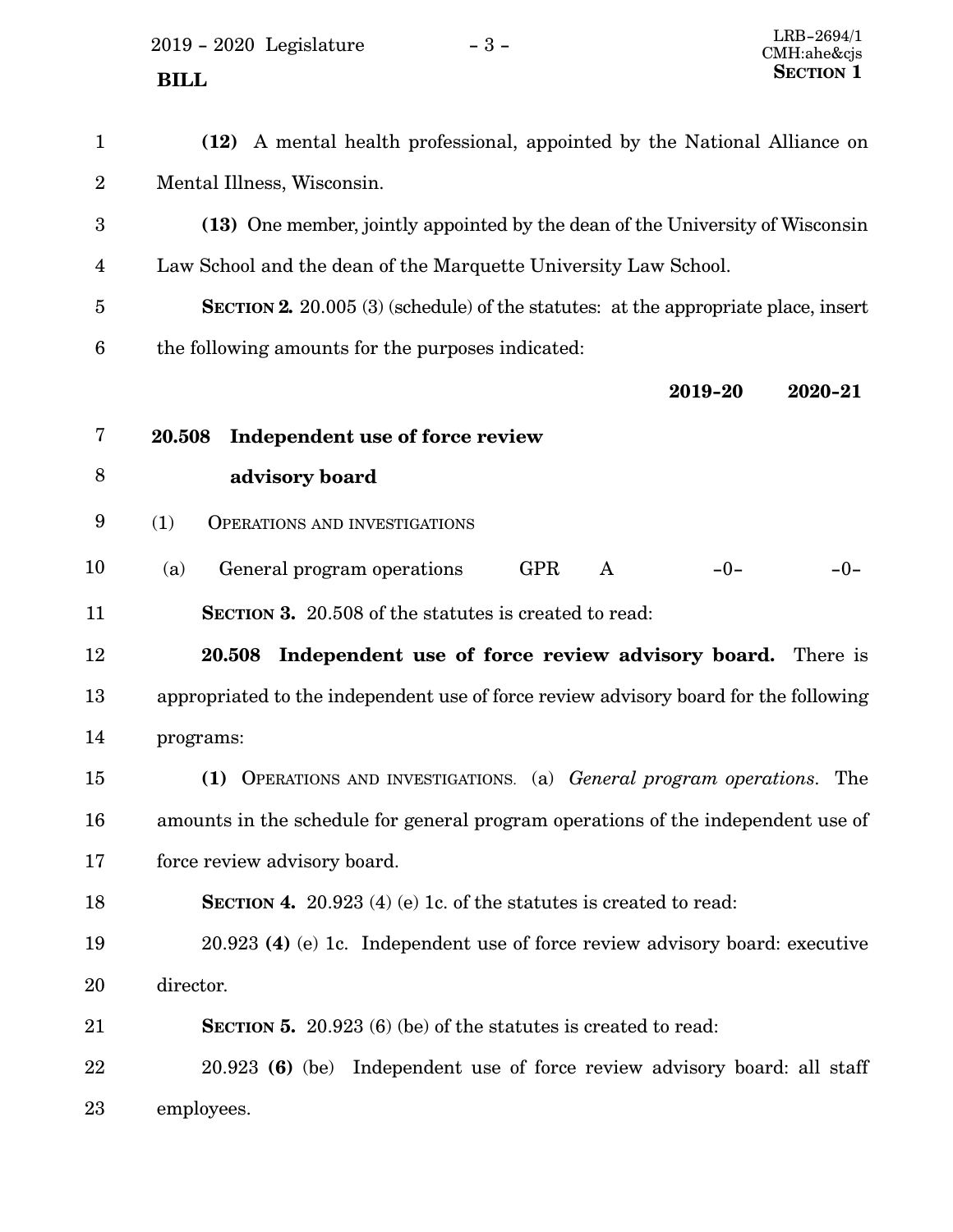**(12)** A mental health professional, appointed by the National Alliance on Mental Illness, Wisconsin.

**(13)** One member, jointly appointed by the dean of the University of Wisconsin Law School and the dean of the Marquette University Law School.

**SECTION 2.** 20.005 (3) (schedule) of the statutes: at the appropriate place, insert the following amounts for the purposes indicated:

| | | | | 2019-20 | 2020-21 |
|---|---|---|---|---|---|
| **20.508** | **Independent use of force review advisory board** | | | | |
| (1) | OPERATIONS AND INVESTIGATIONS | | | | |
| (a) | General program operations | GPR | A | -0- | -0- |

**SECTION 3.** 20.508 of the statutes is created to read:

**20.508 Independent use of force review advisory board.** There is appropriated to the independent use of force review advisory board for the following programs:

**(1)** OPERATIONS AND INVESTIGATIONS. (a) *General program operations*. The amounts in the schedule for general program operations of the independent use of force review advisory board.

**SECTION 4.** 20.923 (4) (e) 1c. of the statutes is created to read:

20.923 **(4)** (e) 1c. Independent use of force review advisory board: executive director.

**SECTION 5.** 20.923 (6) (be) of the statutes is created to read:

20.923 **(6)** (be) Independent use of force review advisory board: all staff employees.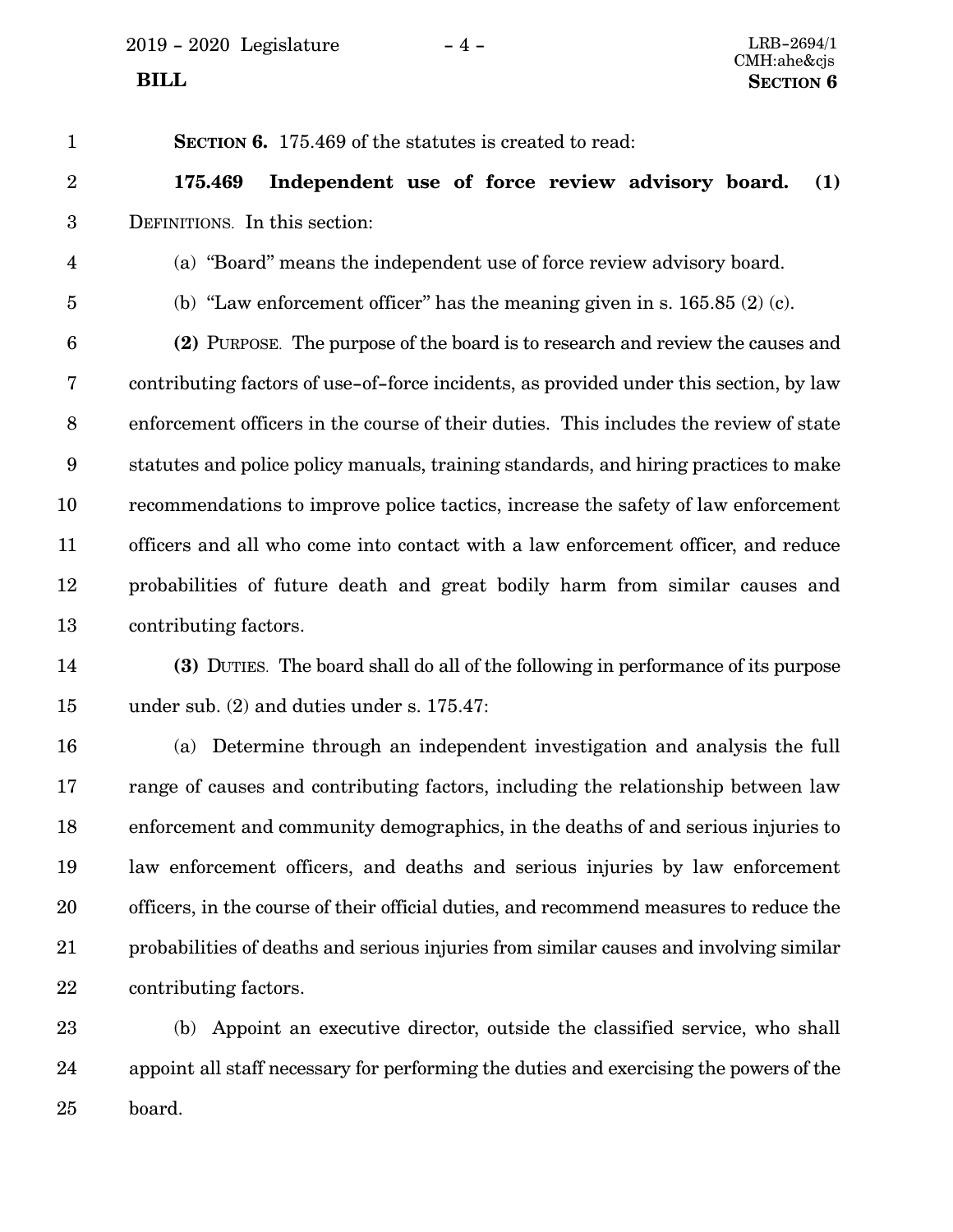**SECTION 6.** 175.469 of the statutes is created to read:

**175.469 Independent use of force review advisory board. (1)** DEFINITIONS. In this section:

(a) "Board" means the independent use of force review advisory board.

(b) "Law enforcement officer" has the meaning given in s. 165.85 (2) (c).

**(2)** PURPOSE. The purpose of the board is to research and review the causes and contributing factors of use-of-force incidents, as provided under this section, by law enforcement officers in the course of their duties. This includes the review of state statutes and police policy manuals, training standards, and hiring practices to make recommendations to improve police tactics, increase the safety of law enforcement officers and all who come into contact with a law enforcement officer, and reduce probabilities of future death and great bodily harm from similar causes and contributing factors.

**(3)** DUTIES. The board shall do all of the following in performance of its purpose under sub. (2) and duties under s. 175.47:

(a) Determine through an independent investigation and analysis the full range of causes and contributing factors, including the relationship between law enforcement and community demographics, in the deaths of and serious injuries to law enforcement officers, and deaths and serious injuries by law enforcement officers, in the course of their official duties, and recommend measures to reduce the probabilities of deaths and serious injuries from similar causes and involving similar contributing factors.

(b) Appoint an executive director, outside the classified service, who shall appoint all staff necessary for performing the duties and exercising the powers of the board.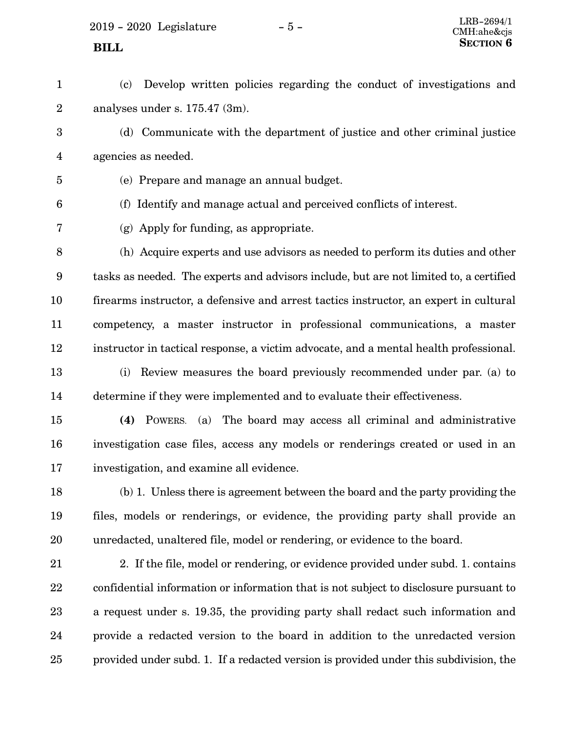(c) Develop written policies regarding the conduct of investigations and analyses under s. 175.47 (3m).

(d) Communicate with the department of justice and other criminal justice agencies as needed.

(e) Prepare and manage an annual budget.

(f) Identify and manage actual and perceived conflicts of interest.

(g) Apply for funding, as appropriate.

(h) Acquire experts and use advisors as needed to perform its duties and other tasks as needed. The experts and advisors include, but are not limited to, a certified firearms instructor, a defensive and arrest tactics instructor, an expert in cultural competency, a master instructor in professional communications, a master instructor in tactical response, a victim advocate, and a mental health professional.

(i) Review measures the board previously recommended under par. (a) to determine if they were implemented and to evaluate their effectiveness.

**(4)** POWERS. (a) The board may access all criminal and administrative investigation case files, access any models or renderings created or used in an investigation, and examine all evidence.

(b) 1. Unless there is agreement between the board and the party providing the files, models or renderings, or evidence, the providing party shall provide an unredacted, unaltered file, model or rendering, or evidence to the board.

2. If the file, model or rendering, or evidence provided under subd. 1. contains confidential information or information that is not subject to disclosure pursuant to a request under s. 19.35, the providing party shall redact such information and provide a redacted version to the board in addition to the unredacted version provided under subd. 1. If a redacted version is provided under this subdivision, the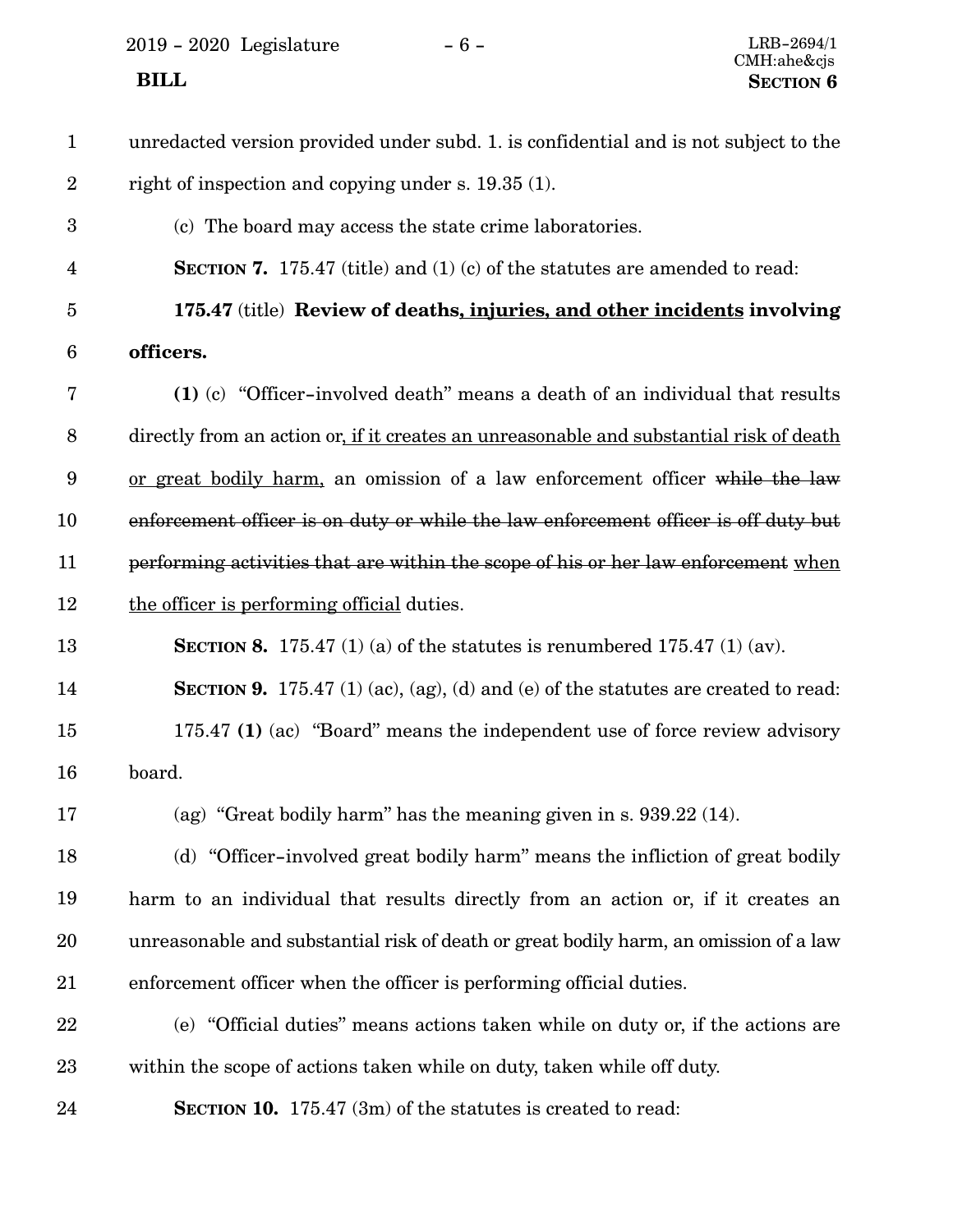unredacted version provided under subd. 1. is confidential and is not subject to the right of inspection and copying under s. 19.35 (1).

(c) The board may access the state crime laboratories.

**SECTION 7.** 175.47 (title) and (1) (c) of the statutes are amended to read:

**175.47** (title) **Review of deaths, injuries, and other incidents involving officers.**

**(1)** (c) "Officer-involved death" means a death of an individual that results directly from an action or, if it creates an unreasonable and substantial risk of death or great bodily harm, an omission of a law enforcement officer ~~while the law enforcement officer is on duty or while the law enforcement officer is off duty but performing activities that are within the scope of his or her law enforcement~~ when the officer is performing official duties.

**SECTION 8.** 175.47 (1) (a) of the statutes is renumbered 175.47 (1) (av).

**SECTION 9.** 175.47 (1) (ac), (ag), (d) and (e) of the statutes are created to read:

175.47 **(1)** (ac) "Board" means the independent use of force review advisory board.

(ag) "Great bodily harm" has the meaning given in s. 939.22 (14).

(d) "Officer-involved great bodily harm" means the infliction of great bodily harm to an individual that results directly from an action or, if it creates an unreasonable and substantial risk of death or great bodily harm, an omission of a law enforcement officer when the officer is performing official duties.

(e) "Official duties" means actions taken while on duty or, if the actions are within the scope of actions taken while on duty, taken while off duty.

**SECTION 10.** 175.47 (3m) of the statutes is created to read: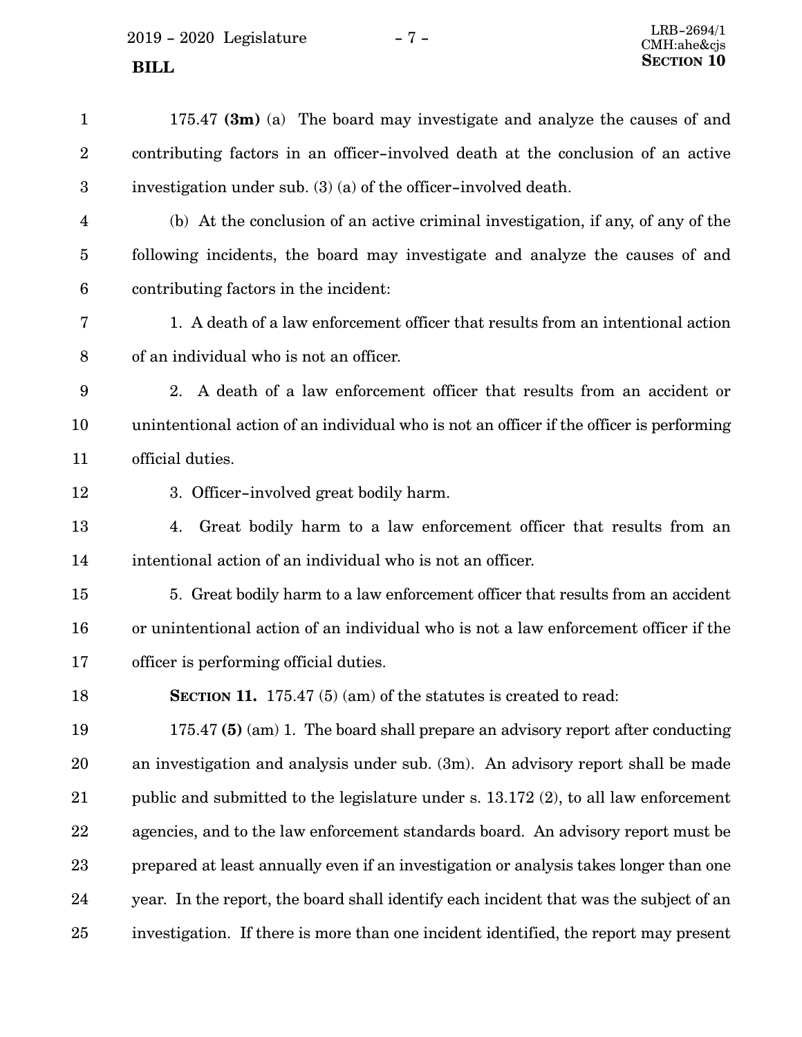175.47 **(3m)** (a) The board may investigate and analyze the causes of and contributing factors in an officer-involved death at the conclusion of an active investigation under sub. (3) (a) of the officer-involved death.

(b) At the conclusion of an active criminal investigation, if any, of any of the following incidents, the board may investigate and analyze the causes of and contributing factors in the incident:

1. A death of a law enforcement officer that results from an intentional action of an individual who is not an officer.

2. A death of a law enforcement officer that results from an accident or unintentional action of an individual who is not an officer if the officer is performing official duties.

3. Officer-involved great bodily harm.

4. Great bodily harm to a law enforcement officer that results from an intentional action of an individual who is not an officer.

5. Great bodily harm to a law enforcement officer that results from an accident or unintentional action of an individual who is not a law enforcement officer if the officer is performing official duties.

**SECTION 11.** 175.47 (5) (am) of the statutes is created to read:

175.47 **(5)** (am) 1. The board shall prepare an advisory report after conducting an investigation and analysis under sub. (3m). An advisory report shall be made public and submitted to the legislature under s. 13.172 (2), to all law enforcement agencies, and to the law enforcement standards board. An advisory report must be prepared at least annually even if an investigation or analysis takes longer than one year. In the report, the board shall identify each incident that was the subject of an investigation. If there is more than one incident identified, the report may present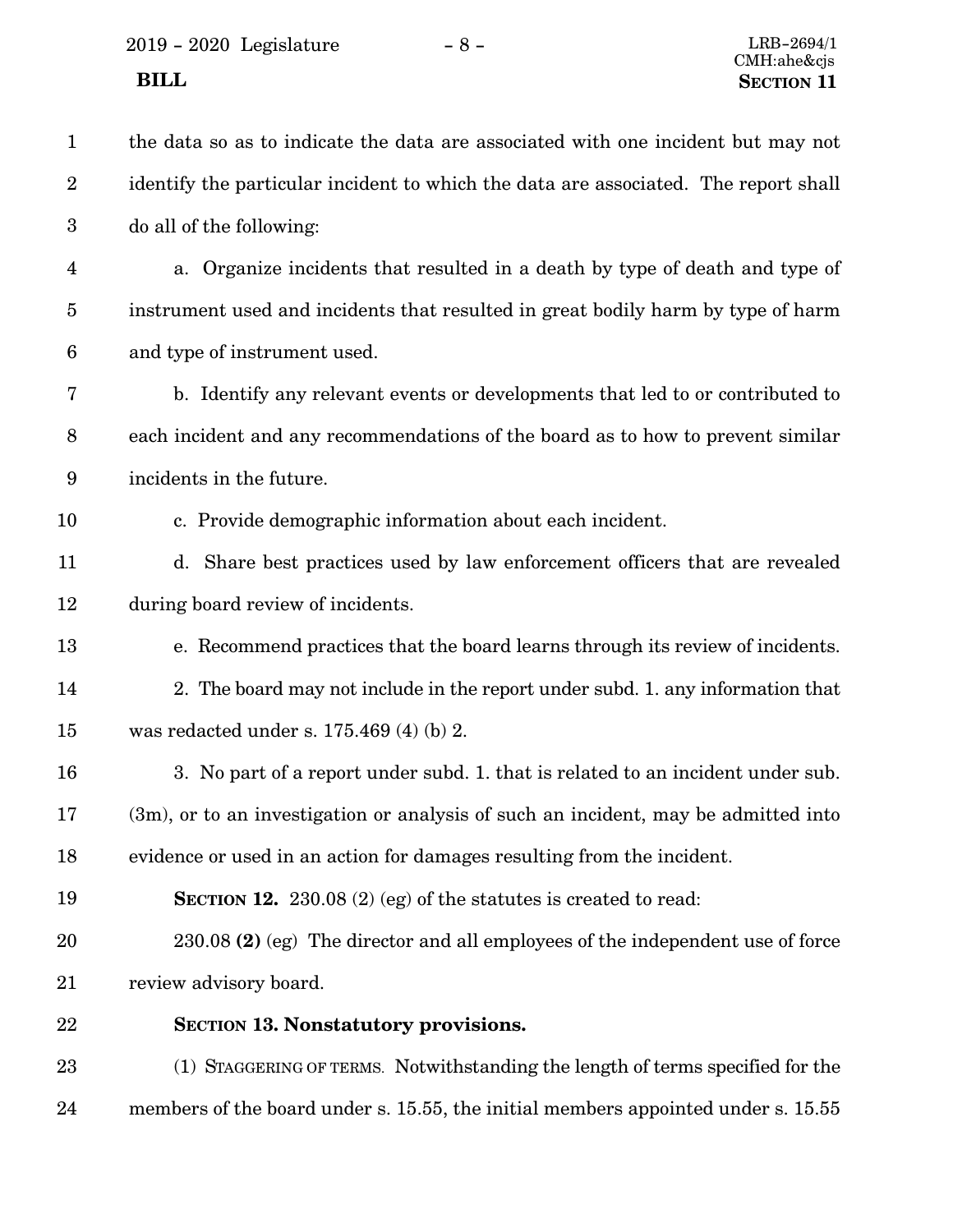the data so as to indicate the data are associated with one incident but may not identify the particular incident to which the data are associated. The report shall do all of the following:

a. Organize incidents that resulted in a death by type of death and type of instrument used and incidents that resulted in great bodily harm by type of harm and type of instrument used.

b. Identify any relevant events or developments that led to or contributed to each incident and any recommendations of the board as to how to prevent similar incidents in the future.

c. Provide demographic information about each incident.

d. Share best practices used by law enforcement officers that are revealed during board review of incidents.

e. Recommend practices that the board learns through its review of incidents.

2. The board may not include in the report under subd. 1. any information that was redacted under s. 175.469 (4) (b) 2.

3. No part of a report under subd. 1. that is related to an incident under sub. (3m), or to an investigation or analysis of such an incident, may be admitted into evidence or used in an action for damages resulting from the incident.

**SECTION 12.** 230.08 (2) (eg) of the statutes is created to read:

230.08 **(2)** (eg) The director and all employees of the independent use of force review advisory board.

**SECTION 13. Nonstatutory provisions.**

(1) STAGGERING OF TERMS. Notwithstanding the length of terms specified for the members of the board under s. 15.55, the initial members appointed under s. 15.55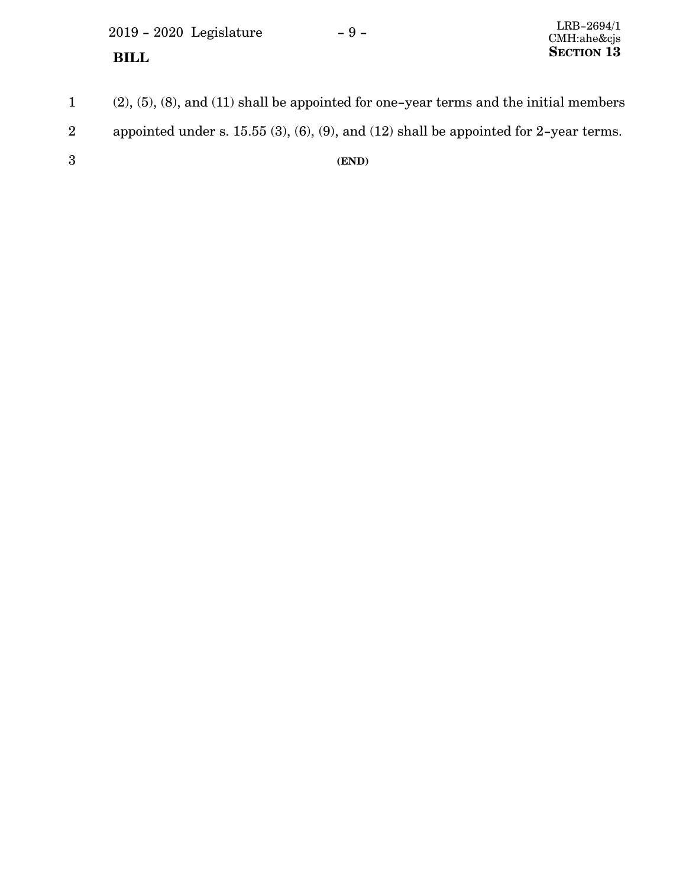(2), (5), (8), and (11) shall be appointed for one-year terms and the initial members appointed under s. 15.55 (3), (6), (9), and (12) shall be appointed for 2-year terms.

**(END)**